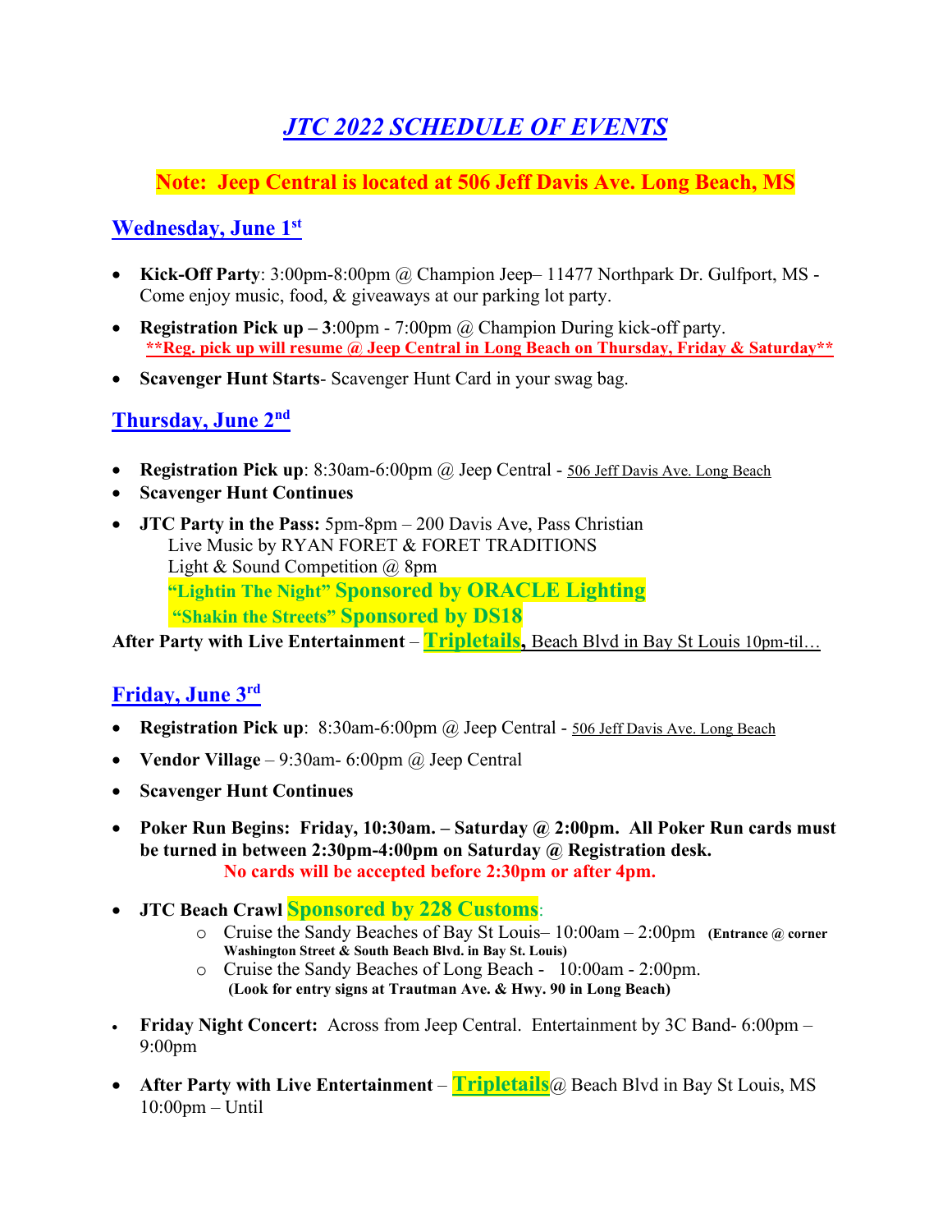# *JTC 2022 SCHEDULE OF EVENTS*

**Note: Jeep Central is located at 506 Jeff Davis Ave. Long Beach, MS**

## Wednesday, June 1st

- **Kick-Off Party**: 3:00pm-8:00pm @ Champion Jeep– 11477 Northpark Dr. Gulfport, MS - Come enjoy music, food, & giveaways at our parking lot party.
- **Registration Pick up – 3**:00pm - 7:00pm @ Champion During kick-off party.
  **\*\*Reg. pick up will resume @ Jeep Central in Long Beach on Thursday, Friday & Saturday\*\***
- **Scavenger Hunt Starts**- Scavenger Hunt Card in your swag bag.

## Thursday, June 2nd

- **Registration Pick up**: 8:30am-6:00pm @ Jeep Central - 506 Jeff Davis Ave. Long Beach
- **Scavenger Hunt Continues**
- **JTC Party in the Pass:** 5pm-8pm – 200 Davis Ave, Pass Christian
  Live Music by RYAN FORET & FORET TRADITIONS
  Light & Sound Competition @ 8pm
  **"Lightin The Night" Sponsored by ORACLE Lighting**
  **"Shakin the Streets" Sponsored by DS18**

**After Party with Live Entertainment** – **Tripletails**, Beach Blvd in Bay St Louis 10pm-til…

## Friday, June 3rd

- **Registration Pick up**: 8:30am-6:00pm @ Jeep Central - 506 Jeff Davis Ave. Long Beach
- **Vendor Village** – 9:30am- 6:00pm @ Jeep Central
- **Scavenger Hunt Continues**
- **Poker Run Begins: Friday, 10:30am. – Saturday @ 2:00pm. All Poker Run cards must be turned in between 2:30pm-4:00pm on Saturday @ Registration desk.**
  **No cards will be accepted before 2:30pm or after 4pm.**
- **JTC Beach Crawl Sponsored by 228 Customs**:
  - Cruise the Sandy Beaches of Bay St Louis– 10:00am – 2:00pm **(Entrance @ corner Washington Street & South Beach Blvd. in Bay St. Louis)**
  - Cruise the Sandy Beaches of Long Beach - 10:00am - 2:00pm. **(Look for entry signs at Trautman Ave. & Hwy. 90 in Long Beach)**
- **Friday Night Concert:** Across from Jeep Central. Entertainment by 3C Band- 6:00pm – 9:00pm
- **After Party with Live Entertainment** – **Tripletails**@ Beach Blvd in Bay St Louis, MS 10:00pm – Until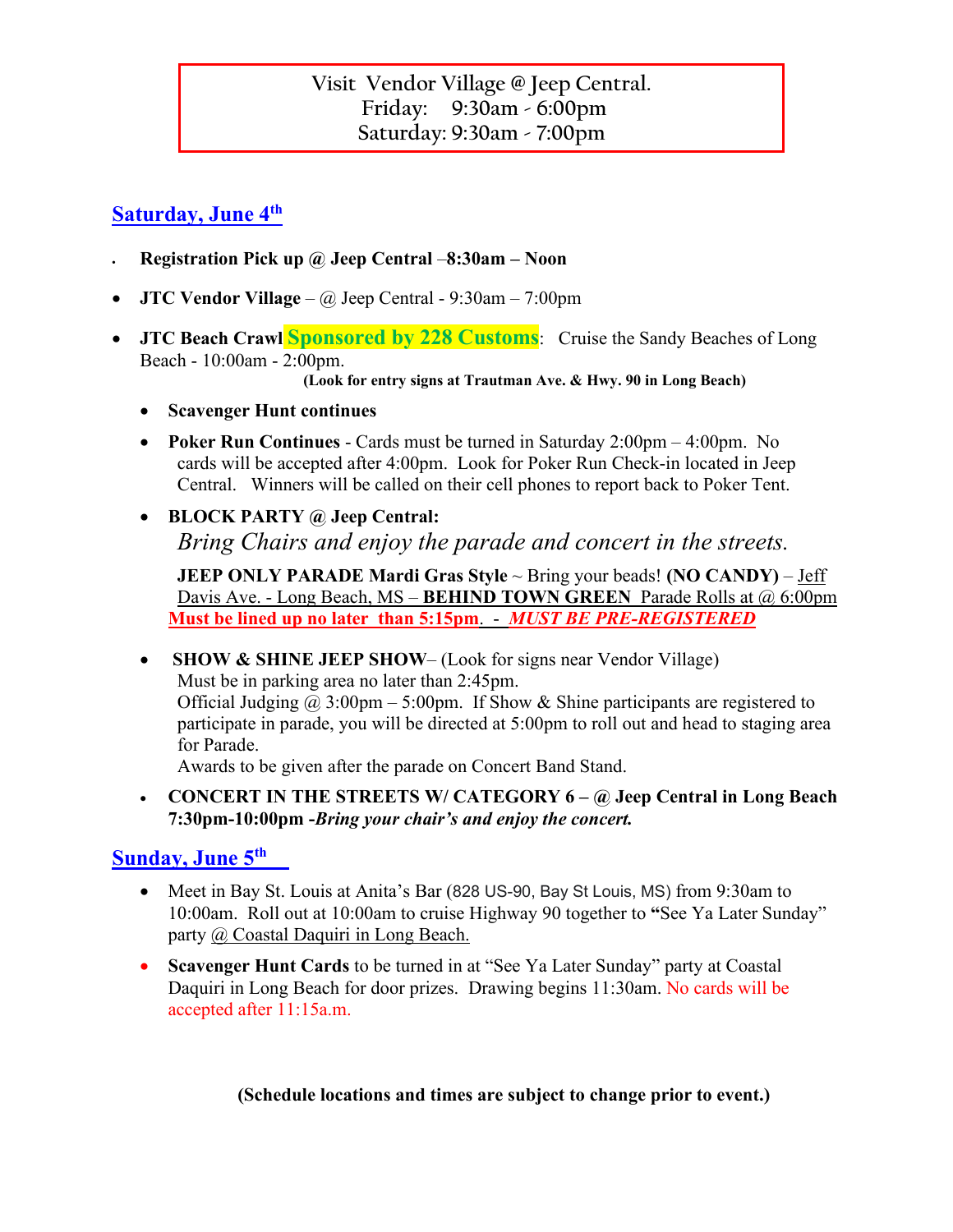Visit Vendor Village @ Jeep Central.
Friday: 9:30am - 6:00pm
Saturday: 9:30am - 7:00pm

## Saturday, June 4th

- **Registration Pick up @ Jeep Central –8:30am – Noon**
- **JTC Vendor Village** – @ Jeep Central - 9:30am – 7:00pm
- **JTC Beach Crawl** **Sponsored by 228 Customs**: Cruise the Sandy Beaches of Long Beach - 10:00am - 2:00pm.
  **(Look for entry signs at Trautman Ave. & Hwy. 90 in Long Beach)**
  - **Scavenger Hunt continues**
  - **Poker Run Continues** - Cards must be turned in Saturday 2:00pm – 4:00pm. No cards will be accepted after 4:00pm. Look for Poker Run Check-in located in Jeep Central. Winners will be called on their cell phones to report back to Poker Tent.
  - **BLOCK PARTY @ Jeep Central:**
    *Bring Chairs and enjoy the parade and concert in the streets.*

    **JEEP ONLY PARADE Mardi Gras Style** ~ Bring your beads! **(NO CANDY)** – Jeff Davis Ave. - Long Beach, MS – **BEHIND TOWN GREEN** Parade Rolls at @ 6:00pm
    **Must be lined up no later than 5:15pm**. - ***MUST BE PRE-REGISTERED***
  - **SHOW & SHINE JEEP SHOW**– (Look for signs near Vendor Village)
    Must be in parking area no later than 2:45pm.
    Official Judging @ 3:00pm – 5:00pm. If Show & Shine participants are registered to participate in parade, you will be directed at 5:00pm to roll out and head to staging area for Parade.
    Awards to be given after the parade on Concert Band Stand.
  - **CONCERT IN THE STREETS W/ CATEGORY 6 – @ Jeep Central in Long Beach 7:30pm-10:00pm** ***-Bring your chair's and enjoy the concert.***

## Sunday, June 5th

- Meet in Bay St. Louis at Anita's Bar (828 US-90, Bay St Louis, MS) from 9:30am to 10:00am. Roll out at 10:00am to cruise Highway 90 together to **"**See Ya Later Sunday" party @ Coastal Daquiri in Long Beach.
- **Scavenger Hunt Cards** to be turned in at "See Ya Later Sunday" party at Coastal Daquiri in Long Beach for door prizes. Drawing begins 11:30am. No cards will be accepted after 11:15a.m.

**(Schedule locations and times are subject to change prior to event.)**